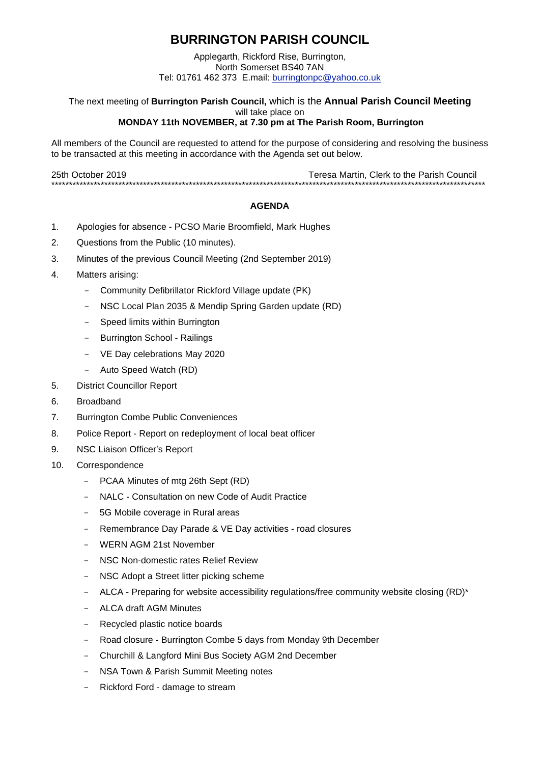# BURRINGTON PARISH COUNCIL

Applegarth, Rickford Rise, Burrington,
North Somerset BS40 7AN
Tel: 01761 462 373 E.mail: burringtonpc@yahoo.co.uk

The next meeting of **Burrington Parish Council,** which is the **Annual Parish Council Meeting** will take place on
**MONDAY 11th NOVEMBER, at 7.30 pm at The Parish Room, Burrington**

All members of the Council are requested to attend for the purpose of considering and resolving the business to be transacted at this meeting in accordance with the Agenda set out below.

25th October 2019 Teresa Martin, Clerk to the Parish Council

\*\*\*\*\*\*\*\*\*\*\*\*\*\*\*\*\*\*\*\*\*\*\*\*\*\*\*\*\*\*\*\*\*\*\*\*\*\*\*\*\*\*\*\*\*\*\*\*\*\*\*\*\*\*\*\*\*\*\*\*\*\*\*\*\*\*\*\*\*\*\*\*\*\*\*\*\*\*\*\*\*\*\*\*\*\*\*\*\*\*\*\*\*\*\*\*\*\*\*\*\*\*\*\*\*\*\*\*\*\*\*\*\*\*

## AGENDA

1. Apologies for absence - PCSO Marie Broomfield, Mark Hughes
2. Questions from the Public (10 minutes).
3. Minutes of the previous Council Meeting (2nd September 2019)
4. Matters arising:
   - Community Defibrillator Rickford Village update (PK)
   - NSC Local Plan 2035 & Mendip Spring Garden update (RD)
   - Speed limits within Burrington
   - Burrington School - Railings
   - VE Day celebrations May 2020
   - Auto Speed Watch (RD)
5. District Councillor Report
6. Broadband
7. Burrington Combe Public Conveniences
8. Police Report - Report on redeployment of local beat officer
9. NSC Liaison Officer's Report
10. Correspondence
    - PCAA Minutes of mtg 26th Sept (RD)
    - NALC - Consultation on new Code of Audit Practice
    - 5G Mobile coverage in Rural areas
    - Remembrance Day Parade & VE Day activities - road closures
    - WERN AGM 21st November
    - NSC Non-domestic rates Relief Review
    - NSC Adopt a Street litter picking scheme
    - ALCA - Preparing for website accessibility regulations/free community website closing (RD)*
    - ALCA draft AGM Minutes
    - Recycled plastic notice boards
    - Road closure - Burrington Combe 5 days from Monday 9th December
    - Churchill & Langford Mini Bus Society AGM 2nd December
    - NSA Town & Parish Summit Meeting notes
    - Rickford Ford - damage to stream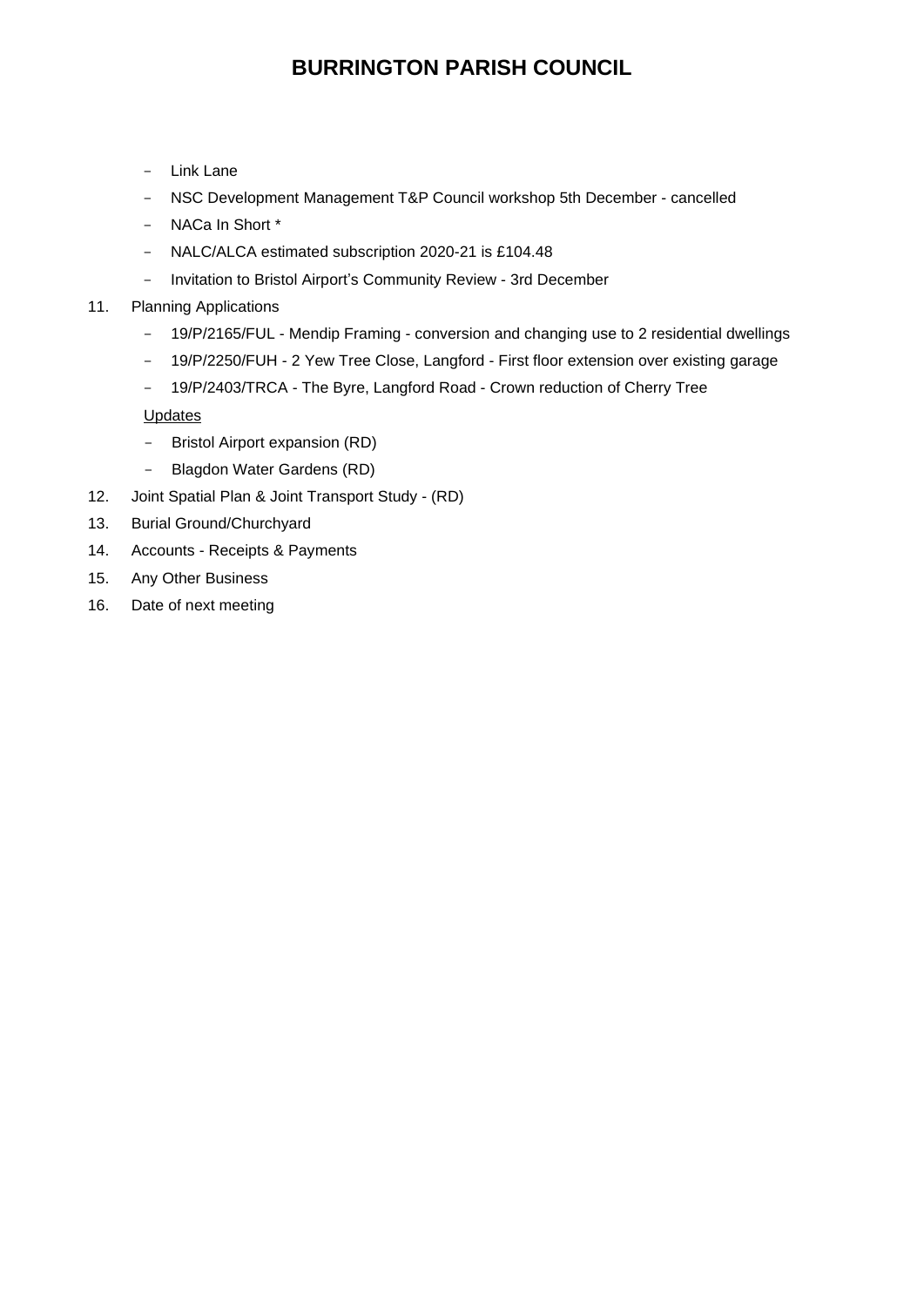- Link Lane
- NSC Development Management T&P Council workshop 5th December - cancelled
- NACa In Short *
- NALC/ALCA estimated subscription 2020-21 is £104.48
- Invitation to Bristol Airport's Community Review - 3rd December

11. Planning Applications
    - 19/P/2165/FUL - Mendip Framing - conversion and changing use to 2 residential dwellings
    - 19/P/2250/FUH - 2 Yew Tree Close, Langford - First floor extension over existing garage
    - 19/P/2403/TRCA - The Byre, Langford Road - Crown reduction of Cherry Tree

    Updates

    - Bristol Airport expansion (RD)
    - Blagdon Water Gardens (RD)

12. Joint Spatial Plan & Joint Transport Study - (RD)
13. Burial Ground/Churchyard
14. Accounts - Receipts & Payments
15. Any Other Business
16. Date of next meeting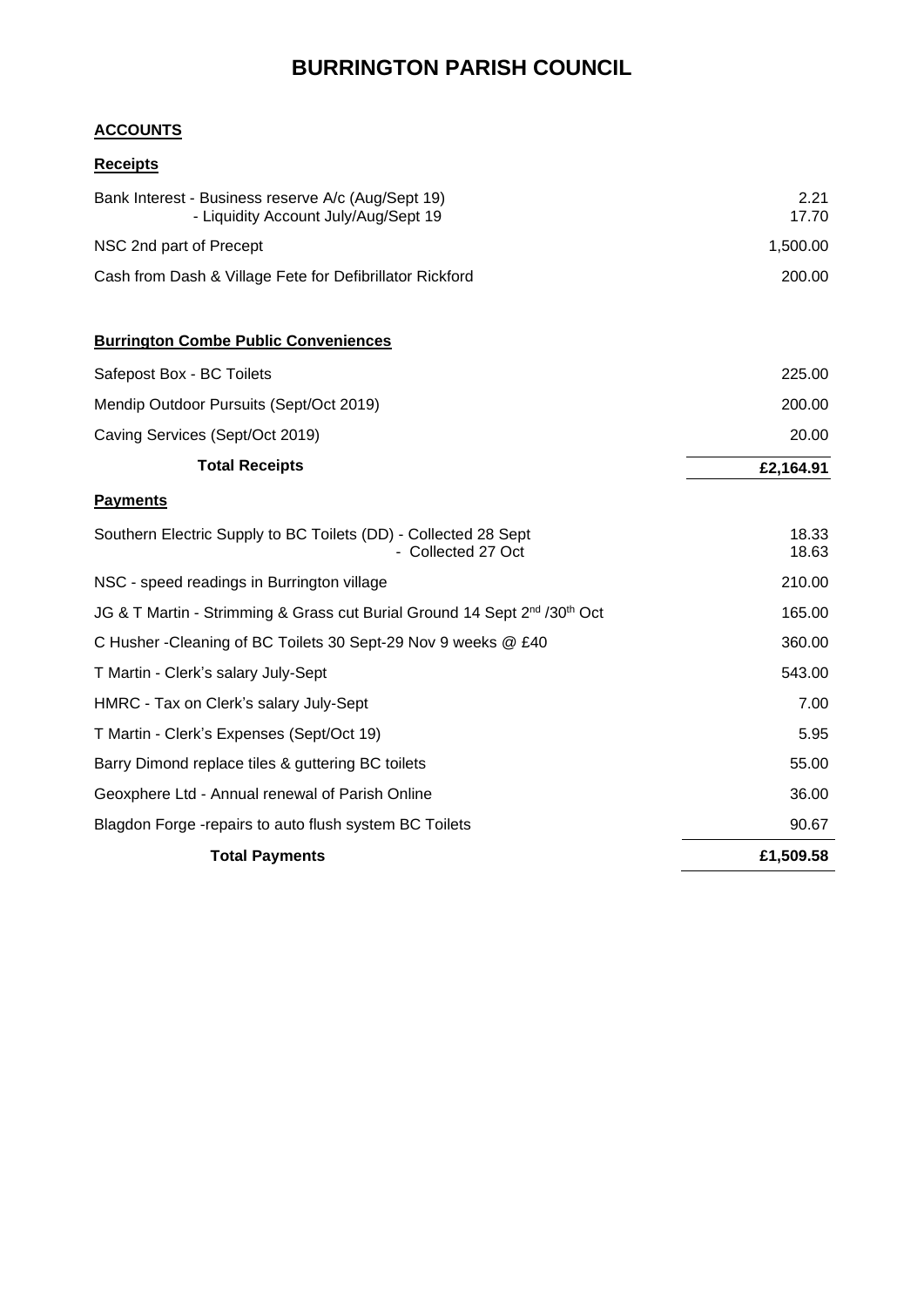# BURRINGTON PARISH COUNCIL

**ACCOUNTS**

**Receipts**

| | |
|---|---|
| Bank Interest - Business reserve A/c (Aug/Sept 19) | 2.21 |
| - Liquidity Account July/Aug/Sept 19 | 17.70 |
| NSC 2nd part of Precept | 1,500.00 |
| Cash from Dash & Village Fete for Defibrillator Rickford | 200.00 |
| **Burrington Combe Public Conveniences** | |
| Safepost Box - BC Toilets | 225.00 |
| Mendip Outdoor Pursuits (Sept/Oct 2019) | 200.00 |
| Caving Services (Sept/Oct 2019) | 20.00 |
| **Total Receipts** | **£2,164.91** |

**Payments**

| | |
|---|---|
| Southern Electric Supply to BC Toilets (DD) - Collected 28 Sept | 18.33 |
| - Collected 27 Oct | 18.63 |
| NSC - speed readings in Burrington village | 210.00 |
| JG & T Martin - Strimming & Grass cut Burial Ground 14 Sept 2nd /30th Oct | 165.00 |
| C Husher -Cleaning of BC Toilets 30 Sept-29 Nov 9 weeks @ £40 | 360.00 |
| T Martin - Clerk's salary July-Sept | 543.00 |
| HMRC - Tax on Clerk's salary July-Sept | 7.00 |
| T Martin - Clerk's Expenses (Sept/Oct 19) | 5.95 |
| Barry Dimond replace tiles & guttering BC toilets | 55.00 |
| Geoxphere Ltd - Annual renewal of Parish Online | 36.00 |
| Blagdon Forge -repairs to auto flush system BC Toilets | 90.67 |
| **Total Payments** | **£1,509.58** |